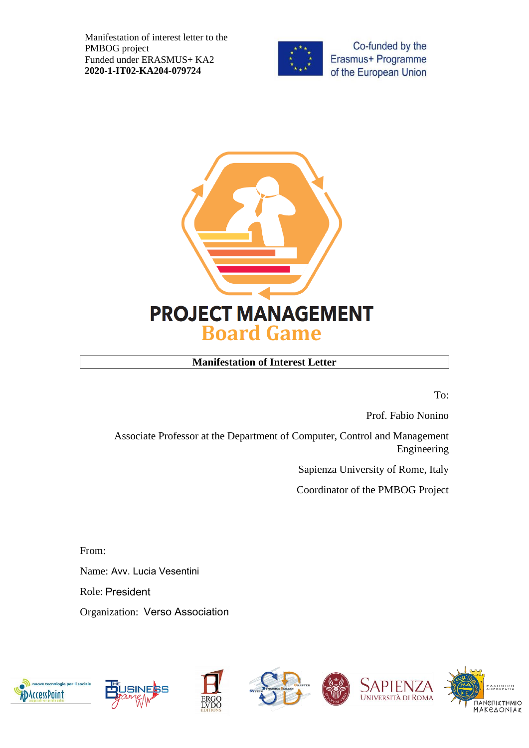Manifestation of interest letter to the PMBOG project
Funded under ERASMUS+ KA2
**2020-1-IT02-KA204-079724**

Co-funded by the Erasmus+ Programme of the European Union

PROJECT MANAGEMENT
Board Game

## Manifestation of Interest Letter

To:

Prof. Fabio Nonino

Associate Professor at the Department of Computer, Control and Management Engineering

Sapienza University of Rome, Italy

Coordinator of the PMBOG Project

From:

Name: Avv. Lucia Vesentini

Role: President

Organization: Verso Association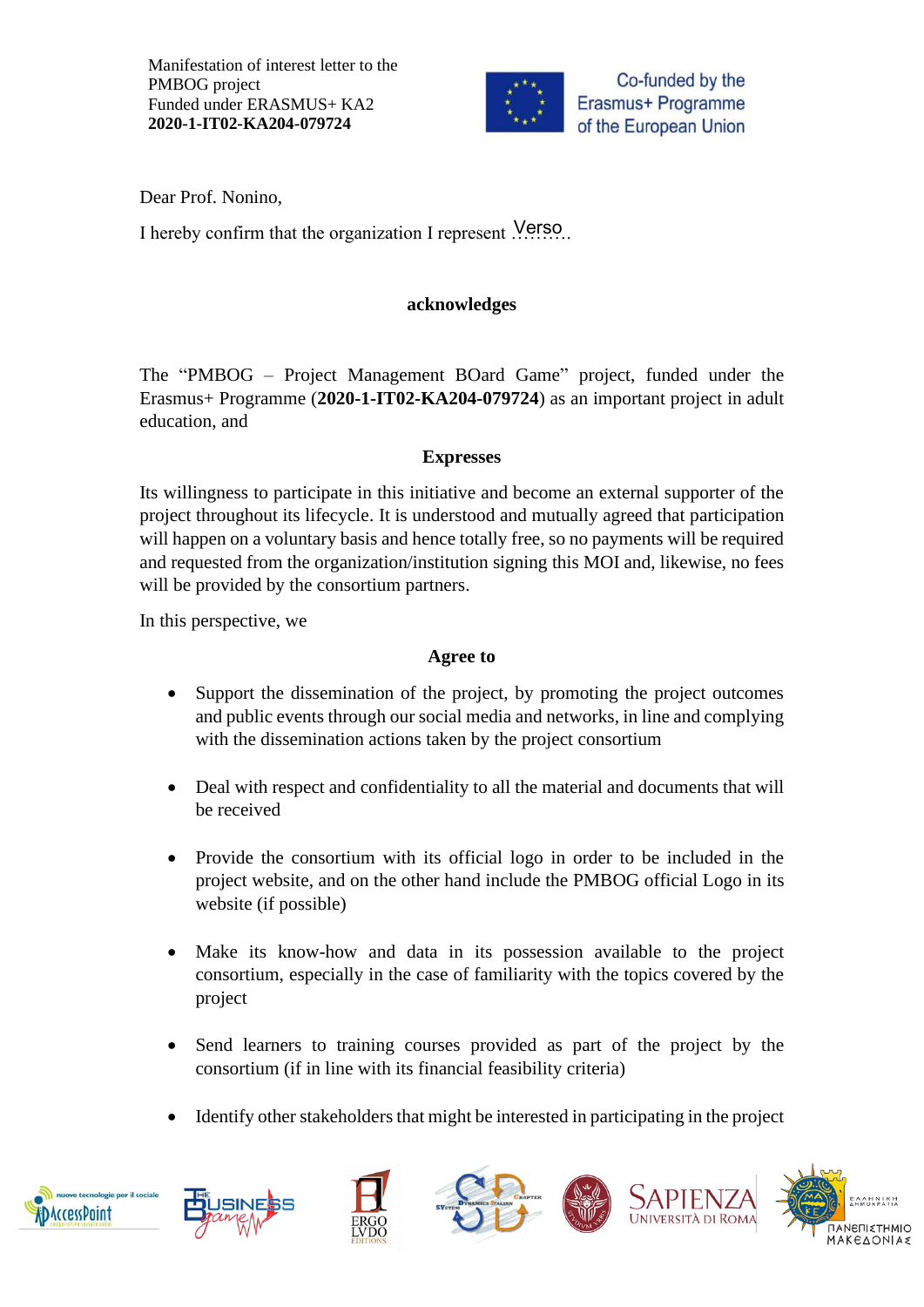Manifestation of interest letter to the PMBOG project
Funded under ERASMUS+ KA2
**2020-1-IT02-KA204-079724**

Co-funded by the Erasmus+ Programme of the European Union

Dear Prof. Nonino,

I hereby confirm that the organization I represent Verso

**acknowledges**

The "PMBOG – Project Management BOard Game" project, funded under the Erasmus+ Programme (**2020-1-IT02-KA204-079724**) as an important project in adult education, and

**Expresses**

Its willingness to participate in this initiative and become an external supporter of the project throughout its lifecycle. It is understood and mutually agreed that participation will happen on a voluntary basis and hence totally free, so no payments will be required and requested from the organization/institution signing this MOI and, likewise, no fees will be provided by the consortium partners.

In this perspective, we

**Agree to**

- Support the dissemination of the project, by promoting the project outcomes and public events through our social media and networks, in line and complying with the dissemination actions taken by the project consortium
- Deal with respect and confidentiality to all the material and documents that will be received
- Provide the consortium with its official logo in order to be included in the project website, and on the other hand include the PMBOG official Logo in its website (if possible)
- Make its know-how and data in its possession available to the project consortium, especially in the case of familiarity with the topics covered by the project
- Send learners to training courses provided as part of the project by the consortium (if in line with its financial feasibility criteria)
- Identify other stakeholders that might be interested in participating in the project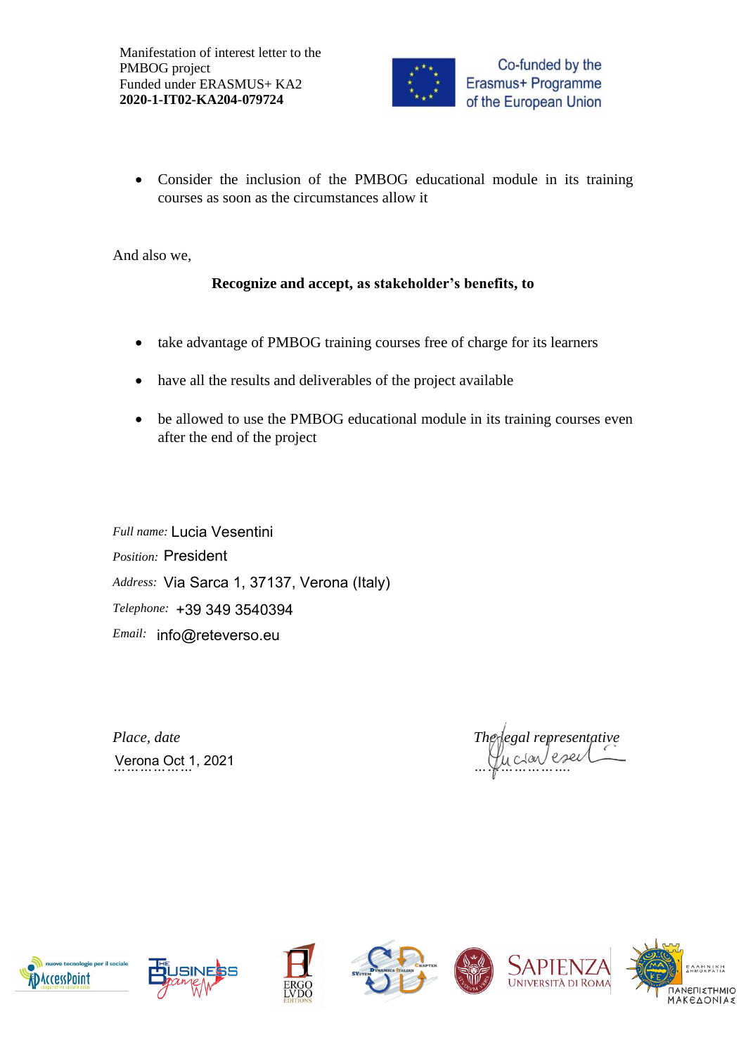Manifestation of interest letter to the PMBOG project
Funded under ERASMUS+ KA2
**2020-1-IT02-KA204-079724**

Co-funded by the Erasmus+ Programme of the European Union

- Consider the inclusion of the PMBOG educational module in its training courses as soon as the circumstances allow it

And also we,

**Recognize and accept, as stakeholder's benefits, to**

- take advantage of PMBOG training courses free of charge for its learners
- have all the results and deliverables of the project available
- be allowed to use the PMBOG educational module in its training courses even after the end of the project

*Full name:* Lucia Vesentini

*Position:* President

*Address:* Via Sarca 1, 37137, Verona (Italy)

*Telephone:* +39 349 3540394

*Email:* info@reteverso.eu

*Place, date*
Verona Oct 1, 2021

*The legal representative*
Lucia Vesentini